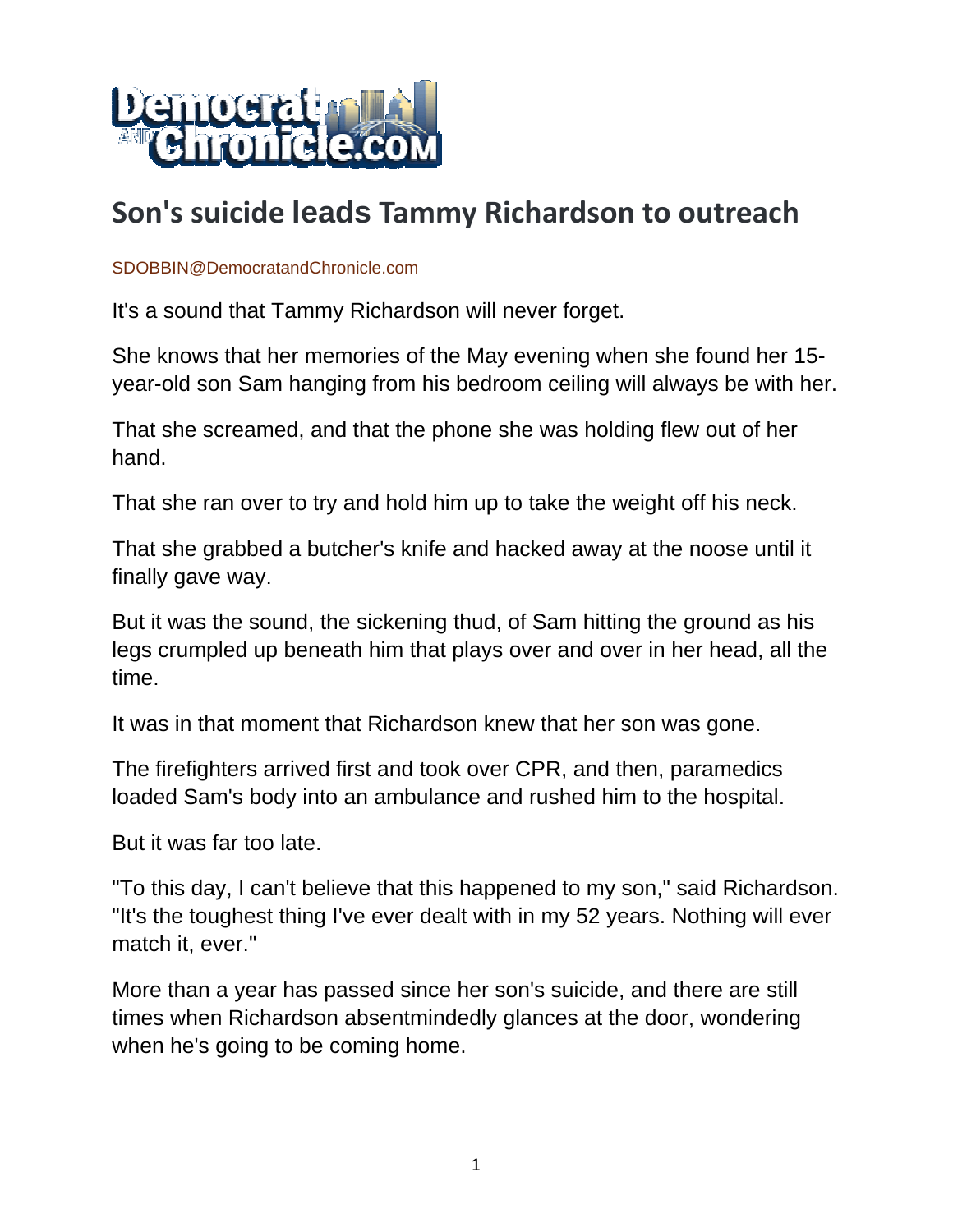# Son's suicide leads Tammy Richardson to outreach

SDOBBIN@DemocratandChronicle.com

It's a sound that Tammy Richardson will never forget.

She knows that her memories of the May evening when she found her 15-year-old son Sam hanging from his bedroom ceiling will always be with her.

That she screamed, and that the phone she was holding flew out of her hand.

That she ran over to try and hold him up to take the weight off his neck.

That she grabbed a butcher's knife and hacked away at the noose until it finally gave way.

But it was the sound, the sickening thud, of Sam hitting the ground as his legs crumpled up beneath him that plays over and over in her head, all the time.

It was in that moment that Richardson knew that her son was gone.

The firefighters arrived first and took over CPR, and then, paramedics loaded Sam's body into an ambulance and rushed him to the hospital.

But it was far too late.

"To this day, I can't believe that this happened to my son," said Richardson. "It's the toughest thing I've ever dealt with in my 52 years. Nothing will ever match it, ever."

More than a year has passed since her son's suicide, and there are still times when Richardson absentmindedly glances at the door, wondering when he's going to be coming home.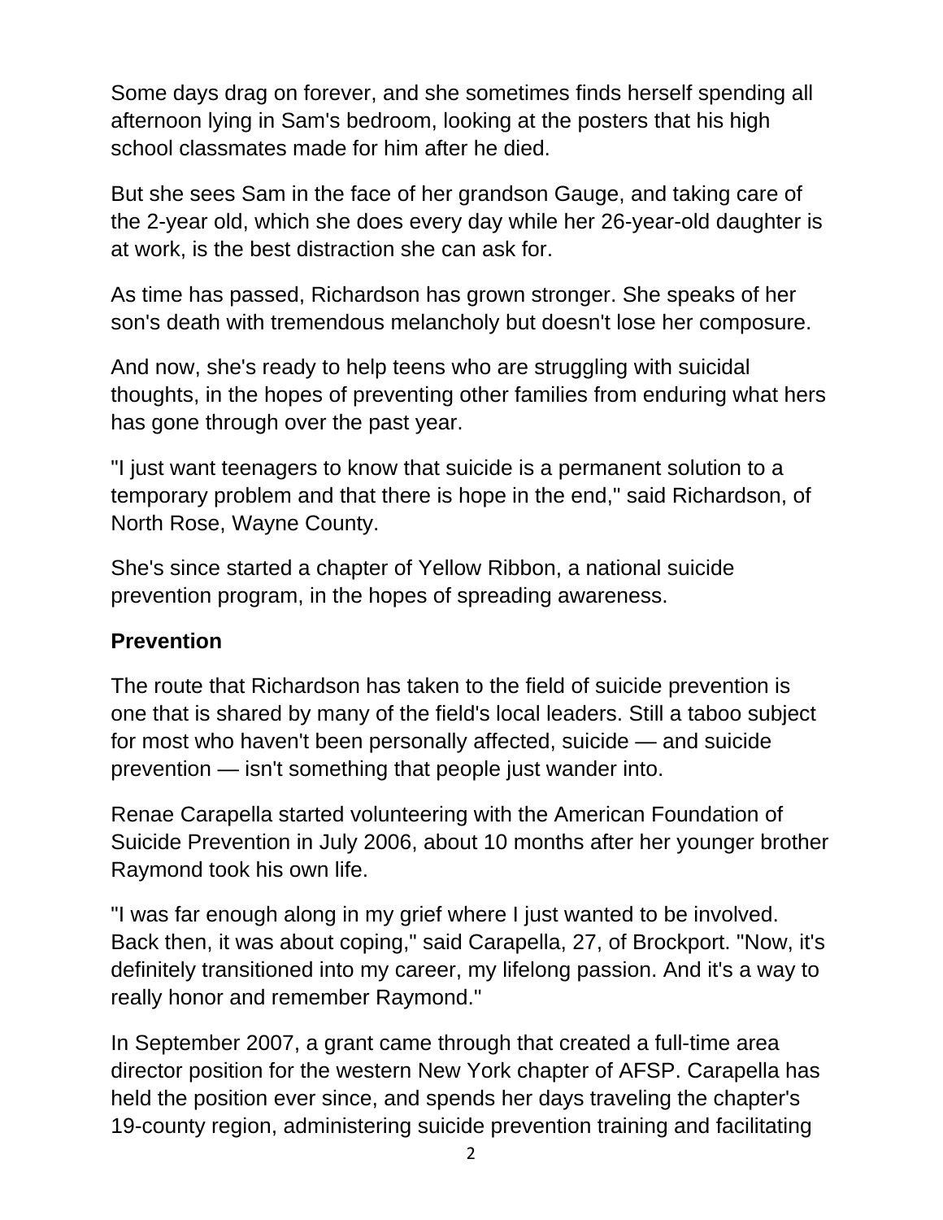Some days drag on forever, and she sometimes finds herself spending all afternoon lying in Sam's bedroom, looking at the posters that his high school classmates made for him after he died.

But she sees Sam in the face of her grandson Gauge, and taking care of the 2-year old, which she does every day while her 26-year-old daughter is at work, is the best distraction she can ask for.

As time has passed, Richardson has grown stronger. She speaks of her son's death with tremendous melancholy but doesn't lose her composure.

And now, she's ready to help teens who are struggling with suicidal thoughts, in the hopes of preventing other families from enduring what hers has gone through over the past year.

"I just want teenagers to know that suicide is a permanent solution to a temporary problem and that there is hope in the end," said Richardson, of North Rose, Wayne County.

She's since started a chapter of Yellow Ribbon, a national suicide prevention program, in the hopes of spreading awareness.

**Prevention**

The route that Richardson has taken to the field of suicide prevention is one that is shared by many of the field's local leaders. Still a taboo subject for most who haven't been personally affected, suicide — and suicide prevention — isn't something that people just wander into.

Renae Carapella started volunteering with the American Foundation of Suicide Prevention in July 2006, about 10 months after her younger brother Raymond took his own life.

"I was far enough along in my grief where I just wanted to be involved. Back then, it was about coping," said Carapella, 27, of Brockport. "Now, it's definitely transitioned into my career, my lifelong passion. And it's a way to really honor and remember Raymond."

In September 2007, a grant came through that created a full-time area director position for the western New York chapter of AFSP. Carapella has held the position ever since, and spends her days traveling the chapter's 19-county region, administering suicide prevention training and facilitating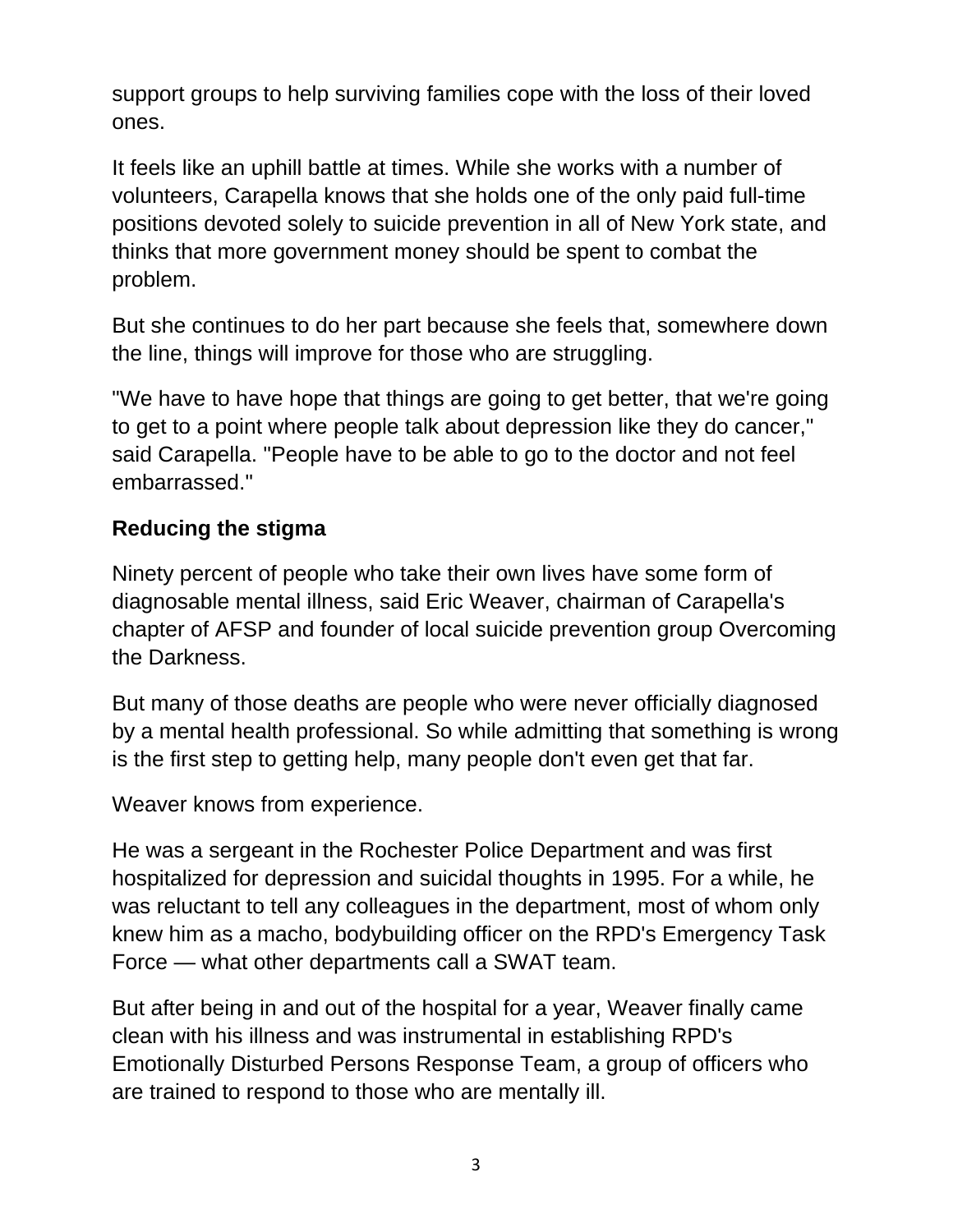support groups to help surviving families cope with the loss of their loved ones.

It feels like an uphill battle at times. While she works with a number of volunteers, Carapella knows that she holds one of the only paid full-time positions devoted solely to suicide prevention in all of New York state, and thinks that more government money should be spent to combat the problem.

But she continues to do her part because she feels that, somewhere down the line, things will improve for those who are struggling.

"We have to have hope that things are going to get better, that we're going to get to a point where people talk about depression like they do cancer," said Carapella. "People have to be able to go to the doctor and not feel embarrassed."

**Reducing the stigma**

Ninety percent of people who take their own lives have some form of diagnosable mental illness, said Eric Weaver, chairman of Carapella's chapter of AFSP and founder of local suicide prevention group Overcoming the Darkness.

But many of those deaths are people who were never officially diagnosed by a mental health professional. So while admitting that something is wrong is the first step to getting help, many people don't even get that far.

Weaver knows from experience.

He was a sergeant in the Rochester Police Department and was first hospitalized for depression and suicidal thoughts in 1995. For a while, he was reluctant to tell any colleagues in the department, most of whom only knew him as a macho, bodybuilding officer on the RPD's Emergency Task Force — what other departments call a SWAT team.

But after being in and out of the hospital for a year, Weaver finally came clean with his illness and was instrumental in establishing RPD's Emotionally Disturbed Persons Response Team, a group of officers who are trained to respond to those who are mentally ill.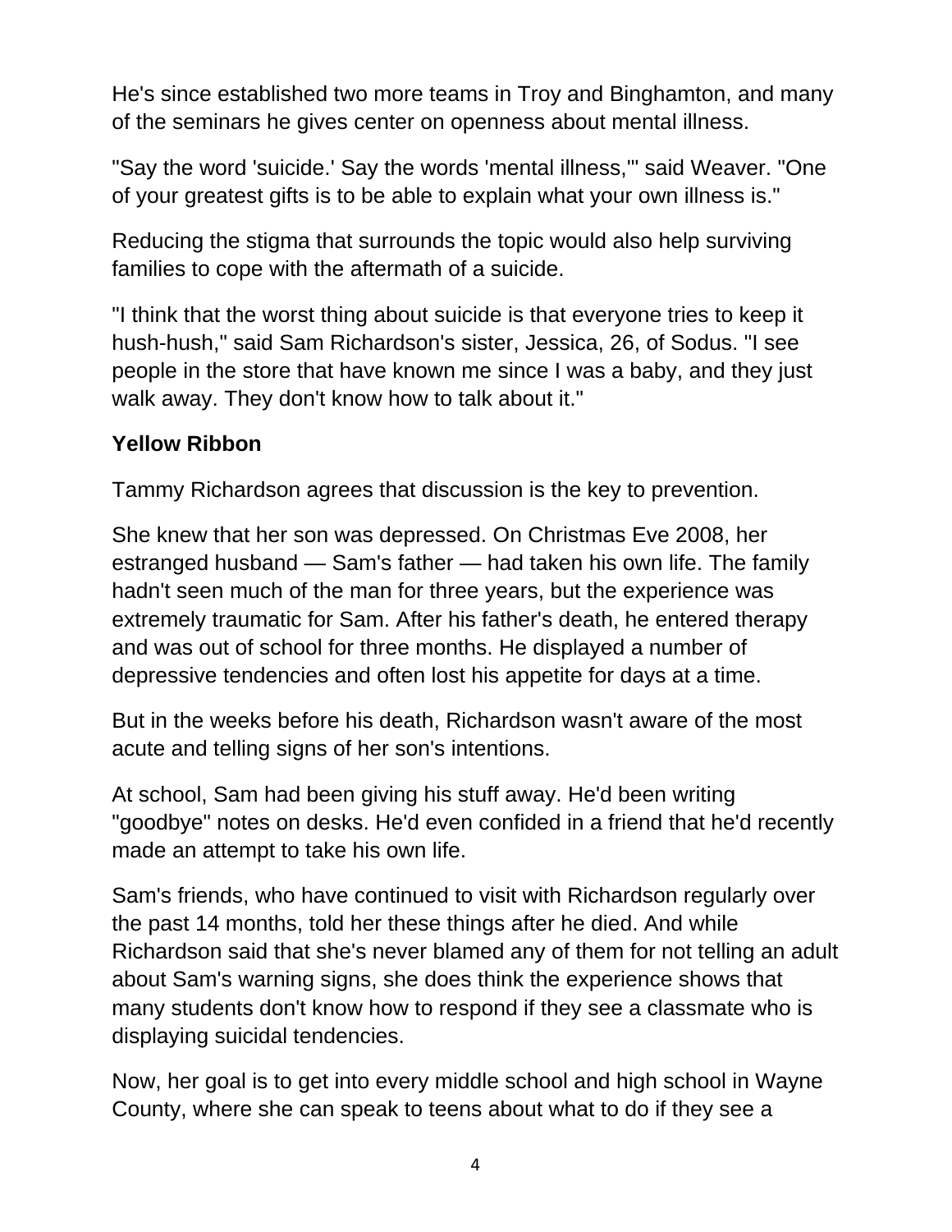He's since established two more teams in Troy and Binghamton, and many of the seminars he gives center on openness about mental illness.

"Say the word 'suicide.' Say the words 'mental illness,'" said Weaver. "One of your greatest gifts is to be able to explain what your own illness is."

Reducing the stigma that surrounds the topic would also help surviving families to cope with the aftermath of a suicide.

"I think that the worst thing about suicide is that everyone tries to keep it hush-hush," said Sam Richardson's sister, Jessica, 26, of Sodus. "I see people in the store that have known me since I was a baby, and they just walk away. They don't know how to talk about it."

**Yellow Ribbon**

Tammy Richardson agrees that discussion is the key to prevention.

She knew that her son was depressed. On Christmas Eve 2008, her estranged husband — Sam's father — had taken his own life. The family hadn't seen much of the man for three years, but the experience was extremely traumatic for Sam. After his father's death, he entered therapy and was out of school for three months. He displayed a number of depressive tendencies and often lost his appetite for days at a time.

But in the weeks before his death, Richardson wasn't aware of the most acute and telling signs of her son's intentions.

At school, Sam had been giving his stuff away. He'd been writing "goodbye" notes on desks. He'd even confided in a friend that he'd recently made an attempt to take his own life.

Sam's friends, who have continued to visit with Richardson regularly over the past 14 months, told her these things after he died. And while Richardson said that she's never blamed any of them for not telling an adult about Sam's warning signs, she does think the experience shows that many students don't know how to respond if they see a classmate who is displaying suicidal tendencies.

Now, her goal is to get into every middle school and high school in Wayne County, where she can speak to teens about what to do if they see a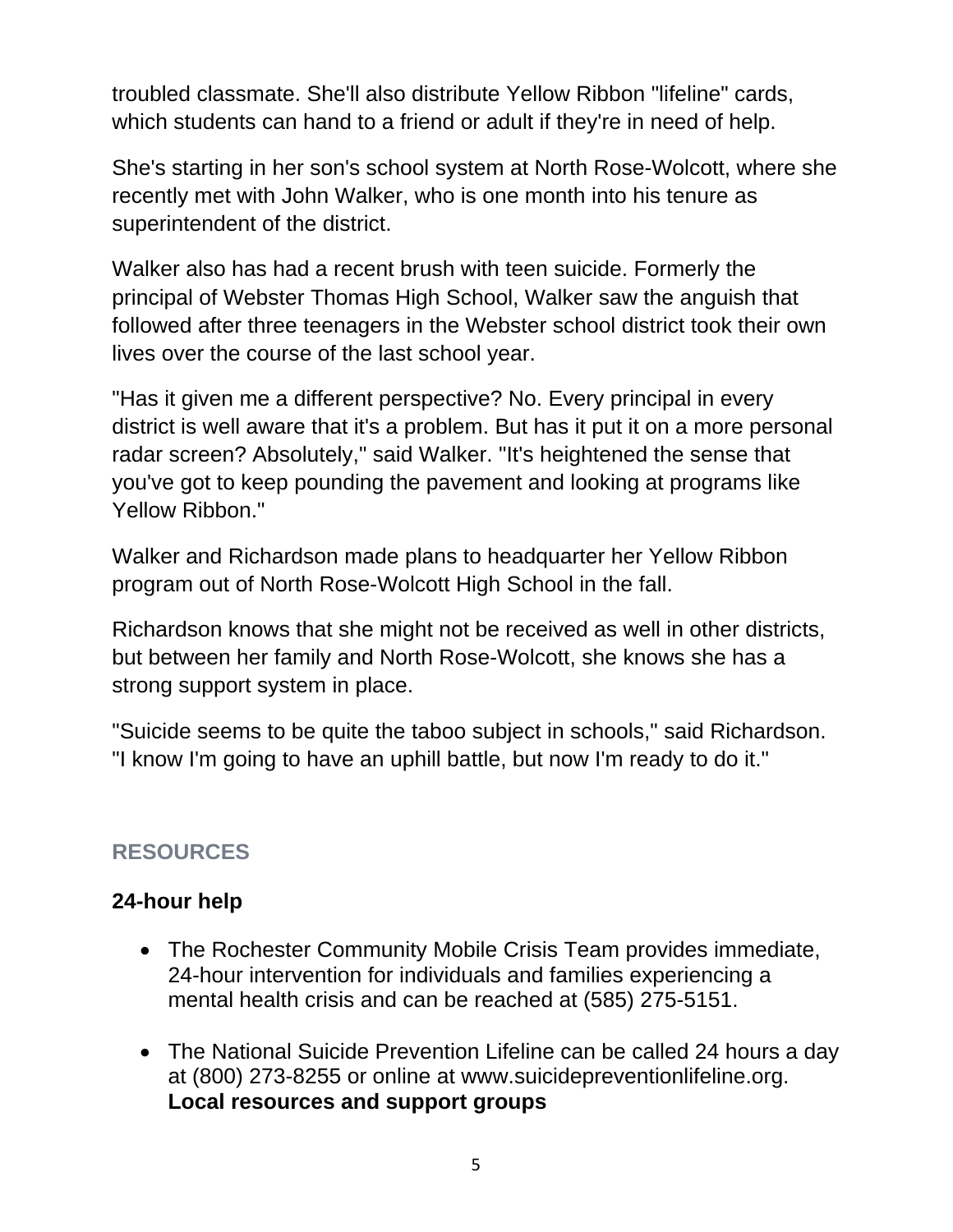troubled classmate. She'll also distribute Yellow Ribbon "lifeline" cards, which students can hand to a friend or adult if they're in need of help.

She's starting in her son's school system at North Rose-Wolcott, where she recently met with John Walker, who is one month into his tenure as superintendent of the district.

Walker also has had a recent brush with teen suicide. Formerly the principal of Webster Thomas High School, Walker saw the anguish that followed after three teenagers in the Webster school district took their own lives over the course of the last school year.

"Has it given me a different perspective? No. Every principal in every district is well aware that it's a problem. But has it put it on a more personal radar screen? Absolutely," said Walker. "It's heightened the sense that you've got to keep pounding the pavement and looking at programs like Yellow Ribbon."

Walker and Richardson made plans to headquarter her Yellow Ribbon program out of North Rose-Wolcott High School in the fall.

Richardson knows that she might not be received as well in other districts, but between her family and North Rose-Wolcott, she knows she has a strong support system in place.

"Suicide seems to be quite the taboo subject in schools," said Richardson. "I know I'm going to have an uphill battle, but now I'm ready to do it."

## RESOURCES

### 24-hour help

- The Rochester Community Mobile Crisis Team provides immediate, 24-hour intervention for individuals and families experiencing a mental health crisis and can be reached at (585) 275-5151.
- The National Suicide Prevention Lifeline can be called 24 hours a day at (800) 273-8255 or online at www.suicidepreventionlifeline.org.

### Local resources and support groups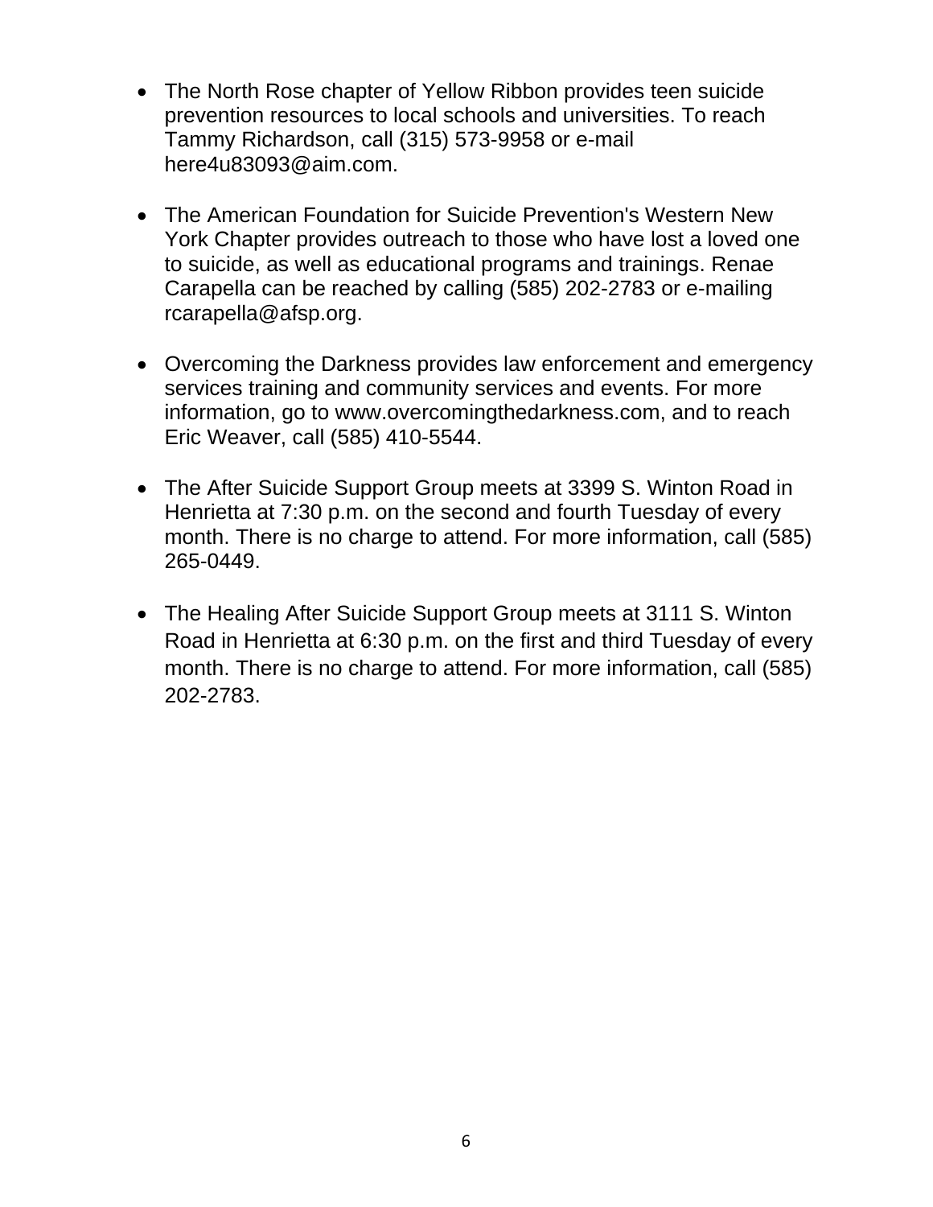- The North Rose chapter of Yellow Ribbon provides teen suicide prevention resources to local schools and universities. To reach Tammy Richardson, call (315) 573-9958 or e-mail here4u83093@aim.com.

- The American Foundation for Suicide Prevention's Western New York Chapter provides outreach to those who have lost a loved one to suicide, as well as educational programs and trainings. Renae Carapella can be reached by calling (585) 202-2783 or e-mailing rcarapella@afsp.org.

- Overcoming the Darkness provides law enforcement and emergency services training and community services and events. For more information, go to www.overcomingthedarkness.com, and to reach Eric Weaver, call (585) 410-5544.

- The After Suicide Support Group meets at 3399 S. Winton Road in Henrietta at 7:30 p.m. on the second and fourth Tuesday of every month. There is no charge to attend. For more information, call (585) 265-0449.

- The Healing After Suicide Support Group meets at 3111 S. Winton Road in Henrietta at 6:30 p.m. on the first and third Tuesday of every month. There is no charge to attend. For more information, call (585) 202-2783.